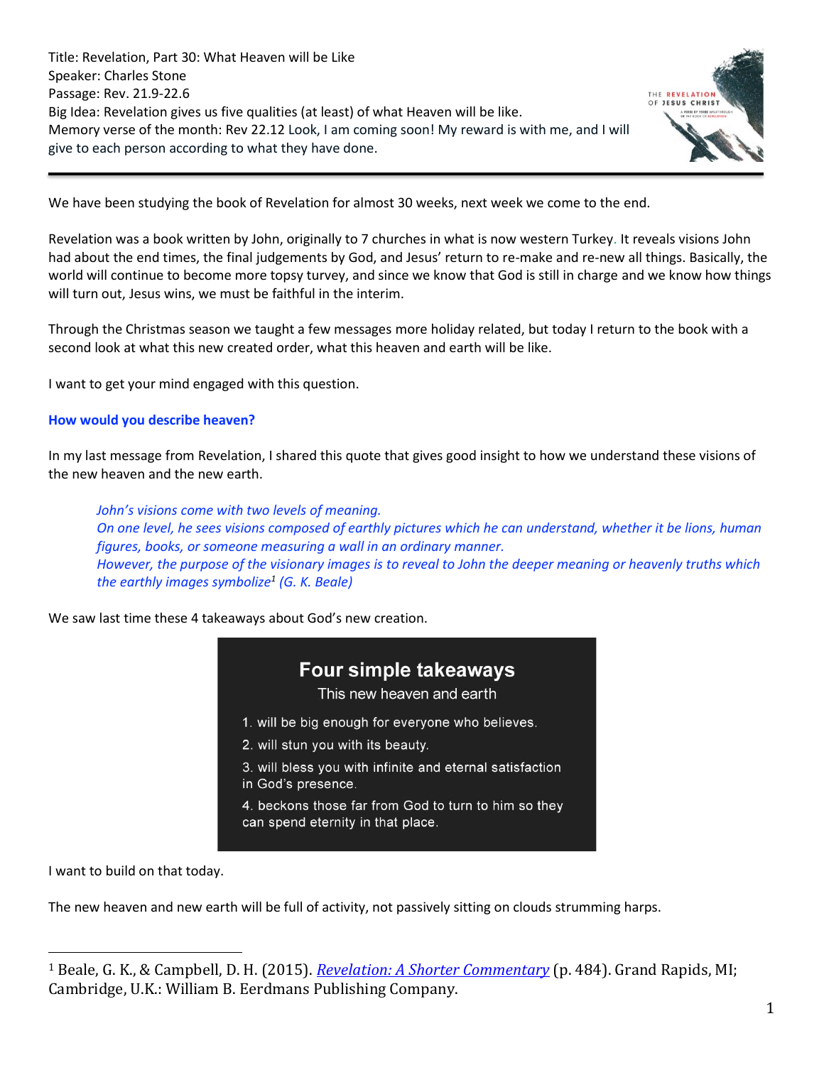Title: Revelation, Part 30: What Heaven will be Like
Speaker: Charles Stone
Passage: Rev. 21.9-22.6
Big Idea: Revelation gives us five qualities (at least) of what Heaven will be like.
Memory verse of the month: Rev 22.12 Look, I am coming soon! My reward is with me, and I will give to each person according to what they have done.

---

We have been studying the book of Revelation for almost 30 weeks, next week we come to the end.

Revelation was a book written by John, originally to 7 churches in what is now western Turkey. It reveals visions John had about the end times, the final judgements by God, and Jesus' return to re-make and re-new all things. Basically, the world will continue to become more topsy turvey, and since we know that God is still in charge and we know how things will turn out, Jesus wins, we must be faithful in the interim.

Through the Christmas season we taught a few messages more holiday related, but today I return to the book with a second look at what this new created order, what this heaven and earth will be like.

I want to get your mind engaged with this question.

**How would you describe heaven?**

In my last message from Revelation, I shared this quote that gives good insight to how we understand these visions of the new heaven and the new earth.

> *John's visions come with two levels of meaning.*
> *On one level, he sees visions composed of earthly pictures which he can understand, whether it be lions, human figures, books, or someone measuring a wall in an ordinary manner.*
> *However, the purpose of the visionary images is to reveal to John the deeper meaning or heavenly truths which the earthly images symbolize[1] (G. K. Beale)*

We saw last time these 4 takeaways about God's new creation.

**Four simple takeaways**

This new heaven and earth

1. will be big enough for everyone who believes.
2. will stun you with its beauty.
3. will bless you with infinite and eternal satisfaction in God's presence.
4. beckons those far from God to turn to him so they can spend eternity in that place.

I want to build on that today.

The new heaven and new earth will be full of activity, not passively sitting on clouds strumming harps.

---

[1] Beale, G. K., & Campbell, D. H. (2015). *Revelation: A Shorter Commentary* (p. 484). Grand Rapids, MI; Cambridge, U.K.: William B. Eerdmans Publishing Company.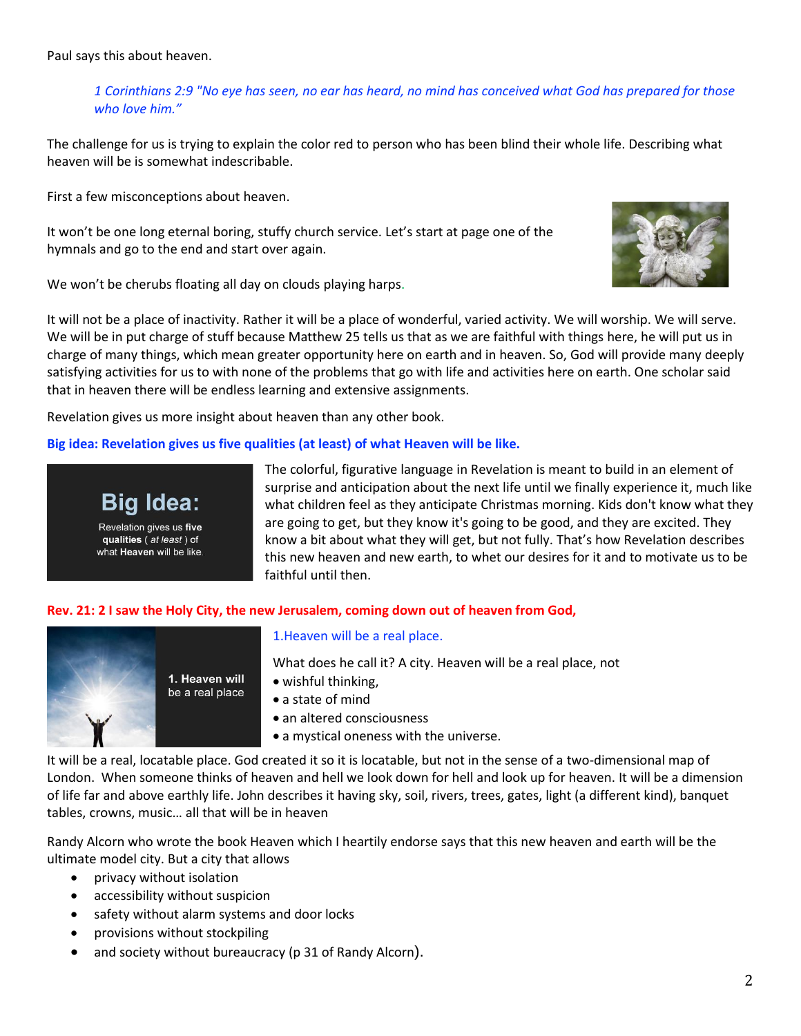Paul says this about heaven.

> *1 Corinthians 2:9 "No eye has seen, no ear has heard, no mind has conceived what God has prepared for those who love him."*

The challenge for us is trying to explain the color red to person who has been blind their whole life. Describing what heaven will be is somewhat indescribable.

First a few misconceptions about heaven.

It won't be one long eternal boring, stuffy church service. Let's start at page one of the hymnals and go to the end and start over again.

We won't be cherubs floating all day on clouds playing harps.

It will not be a place of inactivity. Rather it will be a place of wonderful, varied activity. We will worship. We will serve. We will be in put charge of stuff because Matthew 25 tells us that as we are faithful with things here, he will put us in charge of many things, which mean greater opportunity here on earth and in heaven. So, God will provide many deeply satisfying activities for us to with none of the problems that go with life and activities here on earth. One scholar said that in heaven there will be endless learning and extensive assignments.

Revelation gives us more insight about heaven than any other book.

**Big idea: Revelation gives us five qualities (at least) of what Heaven will be like.**

**Big Idea:** Revelation gives us **five qualities** ( *at least* ) of what **Heaven** will be like.

The colorful, figurative language in Revelation is meant to build in an element of surprise and anticipation about the next life until we finally experience it, much like what children feel as they anticipate Christmas morning. Kids don't know what they are going to get, but they know it's going to be good, and they are excited. They know a bit about what they will get, but not fully. That's how Revelation describes this new heaven and new earth, to whet our desires for it and to motivate us to be faithful until then.

**Rev. 21: 2 I saw the Holy City, the new Jerusalem, coming down out of heaven from God,**

**1. Heaven will be a real place**

1.Heaven will be a real place.

What does he call it? A city. Heaven will be a real place, not

- wishful thinking,
- a state of mind
- an altered consciousness
- a mystical oneness with the universe.

It will be a real, locatable place. God created it so it is locatable, but not in the sense of a two-dimensional map of London. When someone thinks of heaven and hell we look down for hell and look up for heaven. It will be a dimension of life far and above earthly life. John describes it having sky, soil, rivers, trees, gates, light (a different kind), banquet tables, crowns, music… all that will be in heaven

Randy Alcorn who wrote the book Heaven which I heartily endorse says that this new heaven and earth will be the ultimate model city. But a city that allows

- privacy without isolation
- accessibility without suspicion
- safety without alarm systems and door locks
- provisions without stockpiling
- and society without bureaucracy (p 31 of Randy Alcorn).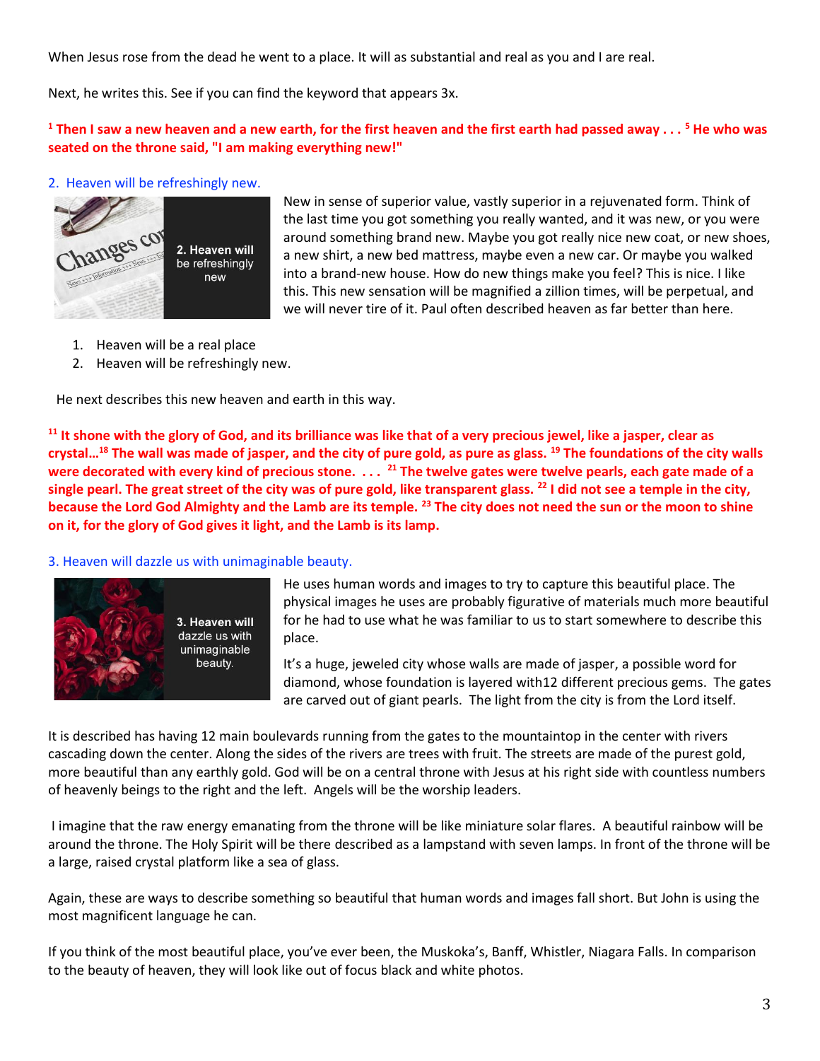When Jesus rose from the dead he went to a place. It will as substantial and real as you and I are real.

Next, he writes this. See if you can find the keyword that appears 3x.

**[1] Then I saw a new heaven and a new earth, for the first heaven and the first earth had passed away . . . [5] He who was seated on the throne said, "I am making everything new!"**

## 2. Heaven will be refreshingly new.

New in sense of superior value, vastly superior in a rejuvenated form. Think of the last time you got something you really wanted, and it was new, or you were around something brand new. Maybe you got really nice new coat, or new shoes, a new shirt, a new bed mattress, maybe even a new car. Or maybe you walked into a brand-new house. How do new things make you feel? This is nice. I like this. This new sensation will be magnified a zillion times, will be perpetual, and we will never tire of it. Paul often described heaven as far better than here.

1. Heaven will be a real place
2. Heaven will be refreshingly new.

He next describes this new heaven and earth in this way.

**[11] It shone with the glory of God, and its brilliance was like that of a very precious jewel, like a jasper, clear as crystal…[18] The wall was made of jasper, and the city of pure gold, as pure as glass. [19] The foundations of the city walls were decorated with every kind of precious stone. . . . [21] The twelve gates were twelve pearls, each gate made of a single pearl. The great street of the city was of pure gold, like transparent glass. [22] I did not see a temple in the city, because the Lord God Almighty and the Lamb are its temple. [23] The city does not need the sun or the moon to shine on it, for the glory of God gives it light, and the Lamb is its lamp.**

## 3. Heaven will dazzle us with unimaginable beauty.

He uses human words and images to try to capture this beautiful place. The physical images he uses are probably figurative of materials much more beautiful for he had to use what he was familiar to us to start somewhere to describe this place.

It's a huge, jeweled city whose walls are made of jasper, a possible word for diamond, whose foundation is layered with12 different precious gems. The gates are carved out of giant pearls. The light from the city is from the Lord itself.

It is described has having 12 main boulevards running from the gates to the mountaintop in the center with rivers cascading down the center. Along the sides of the rivers are trees with fruit. The streets are made of the purest gold, more beautiful than any earthly gold. God will be on a central throne with Jesus at his right side with countless numbers of heavenly beings to the right and the left. Angels will be the worship leaders.

I imagine that the raw energy emanating from the throne will be like miniature solar flares. A beautiful rainbow will be around the throne. The Holy Spirit will be there described as a lampstand with seven lamps. In front of the throne will be a large, raised crystal platform like a sea of glass.

Again, these are ways to describe something so beautiful that human words and images fall short. But John is using the most magnificent language he can.

If you think of the most beautiful place, you've ever been, the Muskoka's, Banff, Whistler, Niagara Falls. In comparison to the beauty of heaven, they will look like out of focus black and white photos.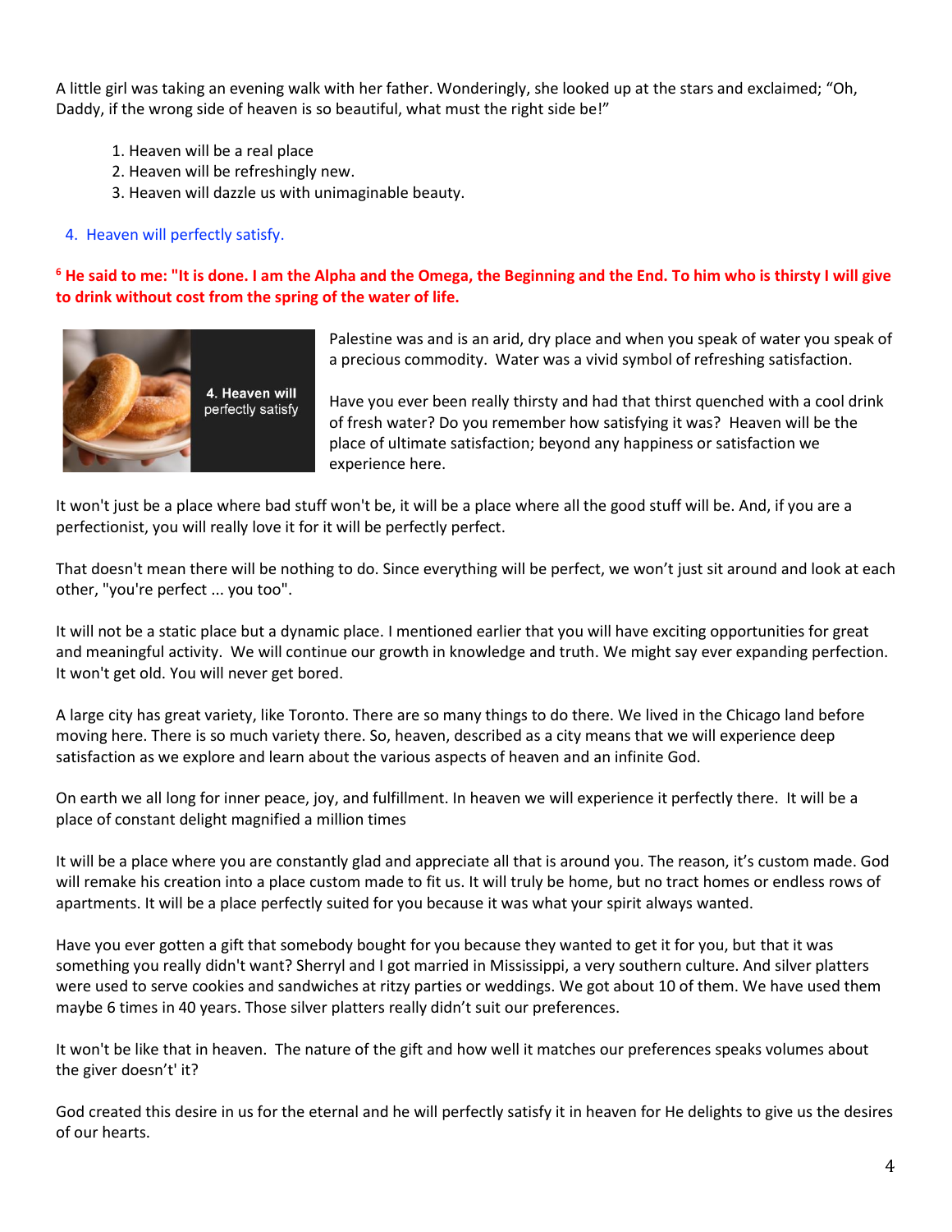A little girl was taking an evening walk with her father. Wonderingly, she looked up at the stars and exclaimed; "Oh, Daddy, if the wrong side of heaven is so beautiful, what must the right side be!"

1. Heaven will be a real place
2. Heaven will be refreshingly new.
3. Heaven will dazzle us with unimaginable beauty.
4. Heaven will perfectly satisfy.

**[6] He said to me: "It is done. I am the Alpha and the Omega, the Beginning and the End. To him who is thirsty I will give to drink without cost from the spring of the water of life.**

Palestine was and is an arid, dry place and when you speak of water you speak of a precious commodity. Water was a vivid symbol of refreshing satisfaction.

Have you ever been really thirsty and had that thirst quenched with a cool drink of fresh water? Do you remember how satisfying it was? Heaven will be the place of ultimate satisfaction; beyond any happiness or satisfaction we experience here.

It won't just be a place where bad stuff won't be, it will be a place where all the good stuff will be. And, if you are a perfectionist, you will really love it for it will be perfectly perfect.

That doesn't mean there will be nothing to do. Since everything will be perfect, we won't just sit around and look at each other, "you're perfect ... you too".

It will not be a static place but a dynamic place. I mentioned earlier that you will have exciting opportunities for great and meaningful activity. We will continue our growth in knowledge and truth. We might say ever expanding perfection. It won't get old. You will never get bored.

A large city has great variety, like Toronto. There are so many things to do there. We lived in the Chicago land before moving here. There is so much variety there. So, heaven, described as a city means that we will experience deep satisfaction as we explore and learn about the various aspects of heaven and an infinite God.

On earth we all long for inner peace, joy, and fulfillment. In heaven we will experience it perfectly there. It will be a place of constant delight magnified a million times

It will be a place where you are constantly glad and appreciate all that is around you. The reason, it's custom made. God will remake his creation into a place custom made to fit us. It will truly be home, but no tract homes or endless rows of apartments. It will be a place perfectly suited for you because it was what your spirit always wanted.

Have you ever gotten a gift that somebody bought for you because they wanted to get it for you, but that it was something you really didn't want? Sherryl and I got married in Mississippi, a very southern culture. And silver platters were used to serve cookies and sandwiches at ritzy parties or weddings. We got about 10 of them. We have used them maybe 6 times in 40 years. Those silver platters really didn't suit our preferences.

It won't be like that in heaven. The nature of the gift and how well it matches our preferences speaks volumes about the giver doesn't' it?

God created this desire in us for the eternal and he will perfectly satisfy it in heaven for He delights to give us the desires of our hearts.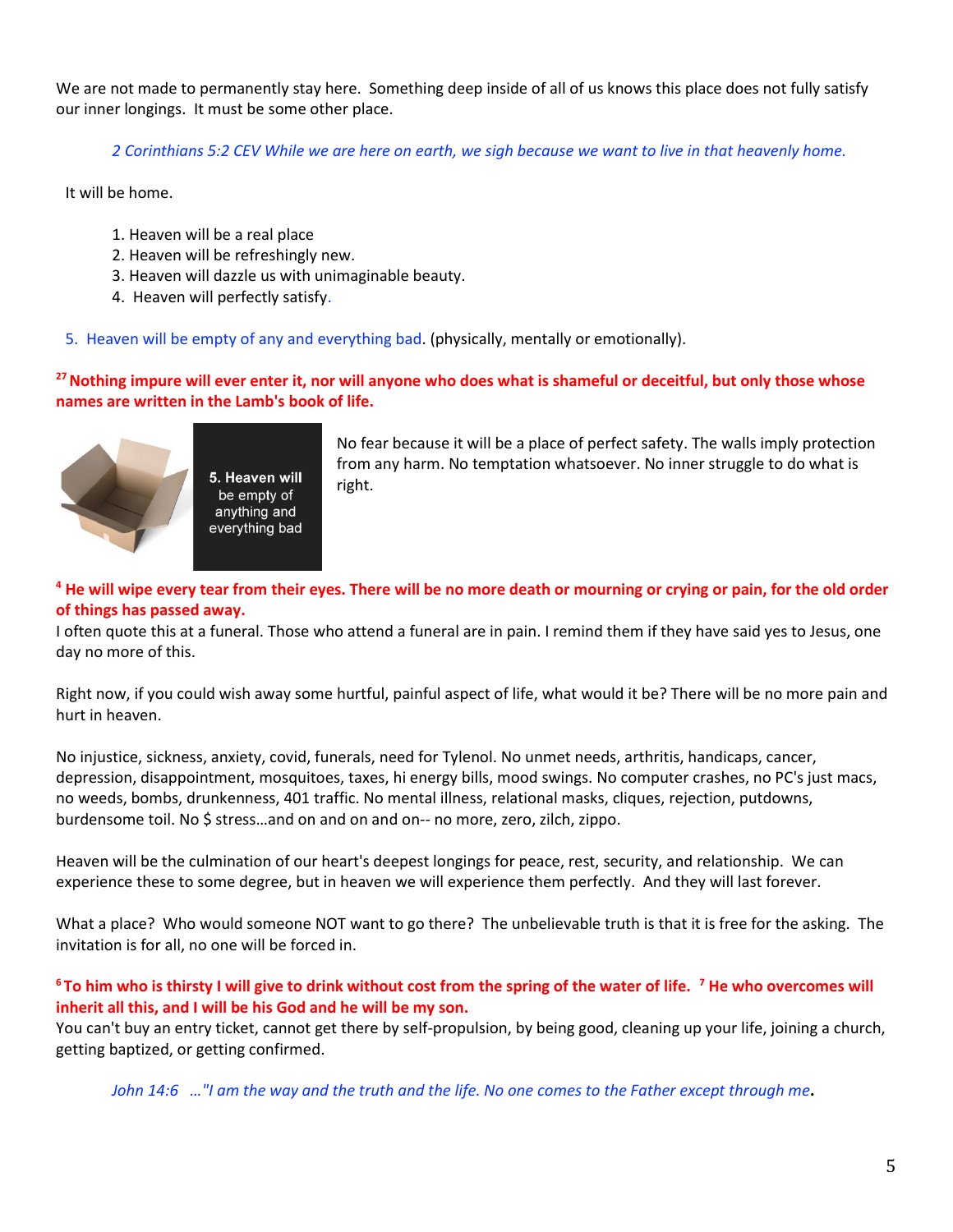We are not made to permanently stay here. Something deep inside of all of us knows this place does not fully satisfy our inner longings. It must be some other place.

*2 Corinthians 5:2 CEV While we are here on earth, we sigh because we want to live in that heavenly home.*

It will be home.

1. Heaven will be a real place
2. Heaven will be refreshingly new.
3. Heaven will dazzle us with unimaginable beauty.
4. Heaven will perfectly satisfy.

5. Heaven will be empty of any and everything bad. (physically, mentally or emotionally).

**[27] Nothing impure will ever enter it, nor will anyone who does what is shameful or deceitful, but only those whose names are written in the Lamb's book of life.**

5. Heaven will be empty of anything and everything bad

No fear because it will be a place of perfect safety. The walls imply protection from any harm. No temptation whatsoever. No inner struggle to do what is right.

**[4] He will wipe every tear from their eyes. There will be no more death or mourning or crying or pain, for the old order of things has passed away.**

I often quote this at a funeral. Those who attend a funeral are in pain. I remind them if they have said yes to Jesus, one day no more of this.

Right now, if you could wish away some hurtful, painful aspect of life, what would it be? There will be no more pain and hurt in heaven.

No injustice, sickness, anxiety, covid, funerals, need for Tylenol. No unmet needs, arthritis, handicaps, cancer, depression, disappointment, mosquitoes, taxes, hi energy bills, mood swings. No computer crashes, no PC's just macs, no weeds, bombs, drunkenness, 401 traffic. No mental illness, relational masks, cliques, rejection, putdowns, burdensome toil. No $ stress…and on and on and on-- no more, zero, zilch, zippo.

Heaven will be the culmination of our heart's deepest longings for peace, rest, security, and relationship. We can experience these to some degree, but in heaven we will experience them perfectly. And they will last forever.

What a place? Who would someone NOT want to go there? The unbelievable truth is that it is free for the asking. The invitation is for all, no one will be forced in.

**[6] To him who is thirsty I will give to drink without cost from the spring of the water of life. [7] He who overcomes will inherit all this, and I will be his God and he will be my son.**

You can't buy an entry ticket, cannot get there by self-propulsion, by being good, cleaning up your life, joining a church, getting baptized, or getting confirmed.

*John 14:6 …"I am the way and the truth and the life. No one comes to the Father except through me*.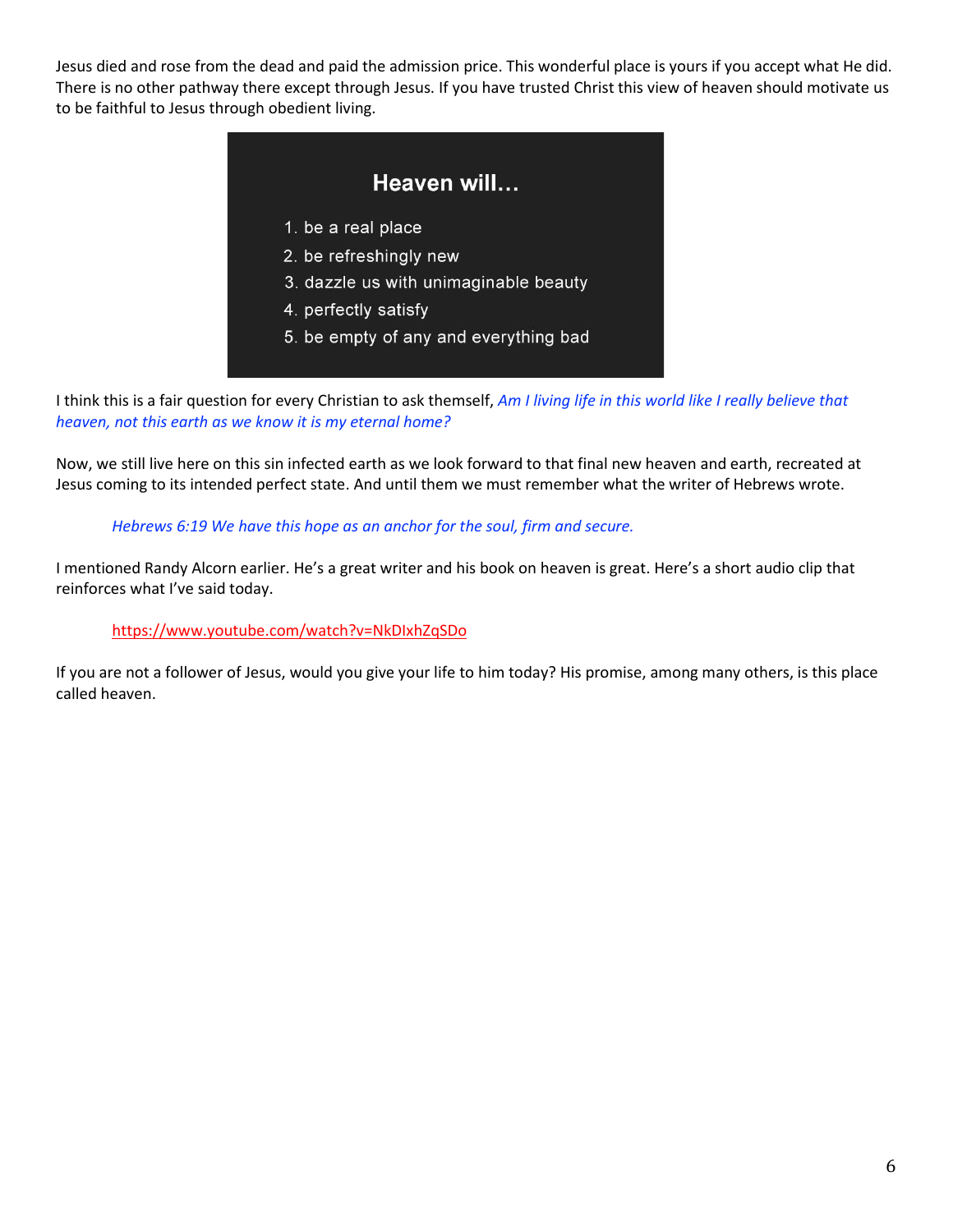Jesus died and rose from the dead and paid the admission price. This wonderful place is yours if you accept what He did. There is no other pathway there except through Jesus. If you have trusted Christ this view of heaven should motivate us to be faithful to Jesus through obedient living.

**Heaven will…**

1. be a real place
2. be refreshingly new
3. dazzle us with unimaginable beauty
4. perfectly satisfy
5. be empty of any and everything bad

I think this is a fair question for every Christian to ask themself, *Am I living life in this world like I really believe that heaven, not this earth as we know it is my eternal home?*

Now, we still live here on this sin infected earth as we look forward to that final new heaven and earth, recreated at Jesus coming to its intended perfect state. And until them we must remember what the writer of Hebrews wrote.

> *Hebrews 6:19 We have this hope as an anchor for the soul, firm and secure.*

I mentioned Randy Alcorn earlier. He's a great writer and his book on heaven is great. Here's a short audio clip that reinforces what I've said today.

> https://www.youtube.com/watch?v=NkDIxhZqSDo

If you are not a follower of Jesus, would you give your life to him today? His promise, among many others, is this place called heaven.